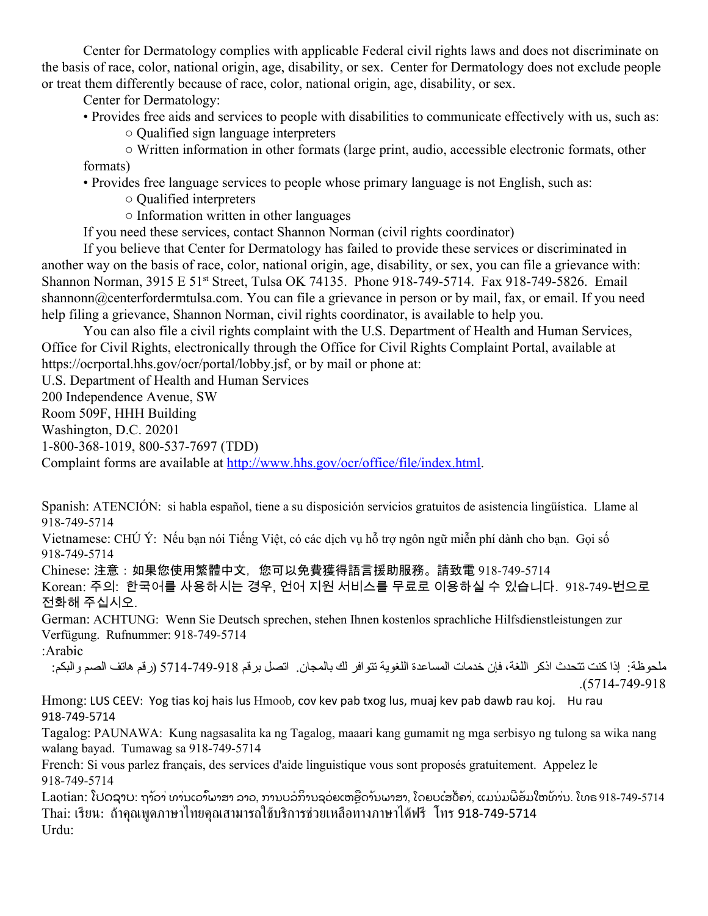Center for Dermatology complies with applicable Federal civil rights laws and does not discriminate on the basis of race, color, national origin, age, disability, or sex. Center for Dermatology does not exclude people or treat them differently because of race, color, national origin, age, disability, or sex.

Center for Dermatology:

- Provides free aids and services to people with disabilities to communicate effectively with us, such as:
  - Qualified sign language interpreters
  - Written information in other formats (large print, audio, accessible electronic formats, other formats)
- Provides free language services to people whose primary language is not English, such as:
  - Qualified interpreters
  - Information written in other languages

If you need these services, contact Shannon Norman (civil rights coordinator)

If you believe that Center for Dermatology has failed to provide these services or discriminated in another way on the basis of race, color, national origin, age, disability, or sex, you can file a grievance with: Shannon Norman, 3915 E 51st Street, Tulsa OK 74135. Phone 918-749-5714. Fax 918-749-5826. Email shannonn@centerfordermtulsa.com. You can file a grievance in person or by mail, fax, or email. If you need help filing a grievance, Shannon Norman, civil rights coordinator, is available to help you.

You can also file a civil rights complaint with the U.S. Department of Health and Human Services, Office for Civil Rights, electronically through the Office for Civil Rights Complaint Portal, available at https://ocrportal.hhs.gov/ocr/portal/lobby.jsf, or by mail or phone at:

U.S. Department of Health and Human Services
200 Independence Avenue, SW
Room 509F, HHH Building
Washington, D.C. 20201
1-800-368-1019, 800-537-7697 (TDD)
Complaint forms are available at [http://www.hhs.gov/ocr/office/file/index.html](http://www.hhs.gov/ocr/office/file/index.html).

Spanish: ATENCIÓN: si habla español, tiene a su disposición servicios gratuitos de asistencia lingüística. Llame al 918-749-5714

Vietnamese: CHÚ Ý: Nếu bạn nói Tiếng Việt, có các dịch vụ hỗ trợ ngôn ngữ miễn phí dành cho bạn. Gọi số 918-749-5714

Chinese: 注意：如果您使用繁體中文，您可以免費獲得語言援助服務。請致電 918-749-5714

Korean: 주의: 한국어를 사용하시는 경우, 언어 지원 서비스를 무료로 이용하실 수 있습니다. 918-749-번으로 전화해 주십시오.

German: ACHTUNG: Wenn Sie Deutsch sprechen, stehen Ihnen kostenlos sprachliche Hilfsdienstleistungen zur Verfügung. Rufnummer: 918-749-5714

Arabic:

ملحوظة: إذا كنت تتحدث اذكر اللغة، فإن خدمات المساعدة اللغوية تتوافر لك بالمجان. اتصل برقم 918-749-5714 (رقم هاتف الصم والبكم: 918-749-5714).

Hmong: LUS CEEV: Yog tias koj hais lus Hmoob, cov kev pab txog lus, muaj kev pab dawb rau koj. Hu rau 918-749-5714

Tagalog: PAUNAWA: Kung nagsasalita ka ng Tagalog, maaari kang gumamit ng mga serbisyo ng tulong sa wika nang walang bayad. Tumawag sa 918-749-5714

French: Si vous parlez français, des services d'aide linguistique vous sont proposés gratuitement. Appelez le 918-749-5714

Laotian: ໂປດຊາບ: ຖ້າວ່າ ທ່ານເວົ້າພາສາ ລາວ, ການບໍລິການຊ່ວຍເຫຼືອດ້ານພາສາ, ໂດຍບໍ່ເສັຽຄ່າ, ແມ່ນມີພ້ອມໃຫ້ທ່ານ. ໂທຣ 918-749-5714

Thai: เรียน: ถ้าคุณพูดภาษาไทยคุณสามารถใช้บริการช่วยเหลือทางภาษาได้ฟรี โทร 918-749-5714

Urdu: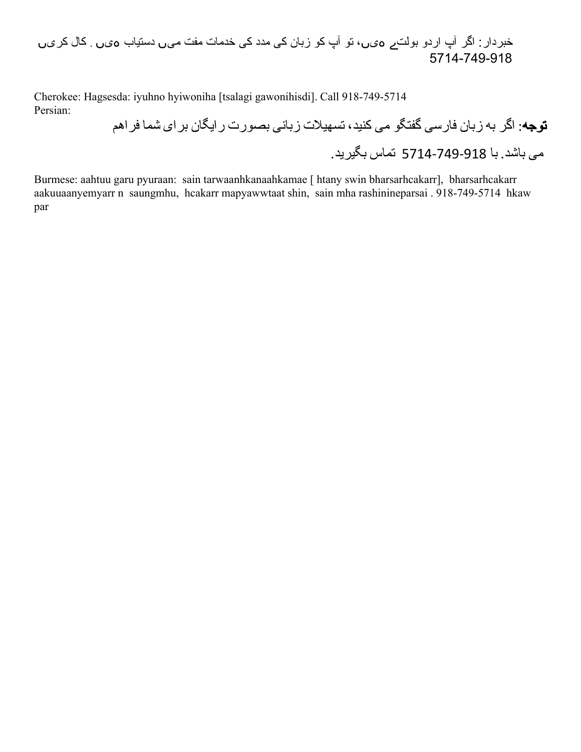خبردار: اگر آپ اردو بولتے ہیں، تو آپ کو زبان کی مدد کی خدمات مفت میں دستیاب ہیں ۔ کال کریں 5714-749-918

Cherokee: Hagsesda: iyuhno hyiwoniha [tsalagi gawonihisdi]. Call 918-749-5714

Persian:

**توجه**: اگر به زبان فارسی گفتگو می کنید، تسهیلات زبانی بصورت رایگان برای شما فراهم می باشد. با 918-749-5714 تماس بگیرید.

Burmese: aahtuu garu pyuraan: sain tarwaanhkanaahkamae [ htany swin bharsarhcakarr], bharsarhcakarr aakuuaanyemyarr n saungmhu, hcakarr mapyawwtaat shin, sain mha rashinineparsai . 918-749-5714 hkaw par